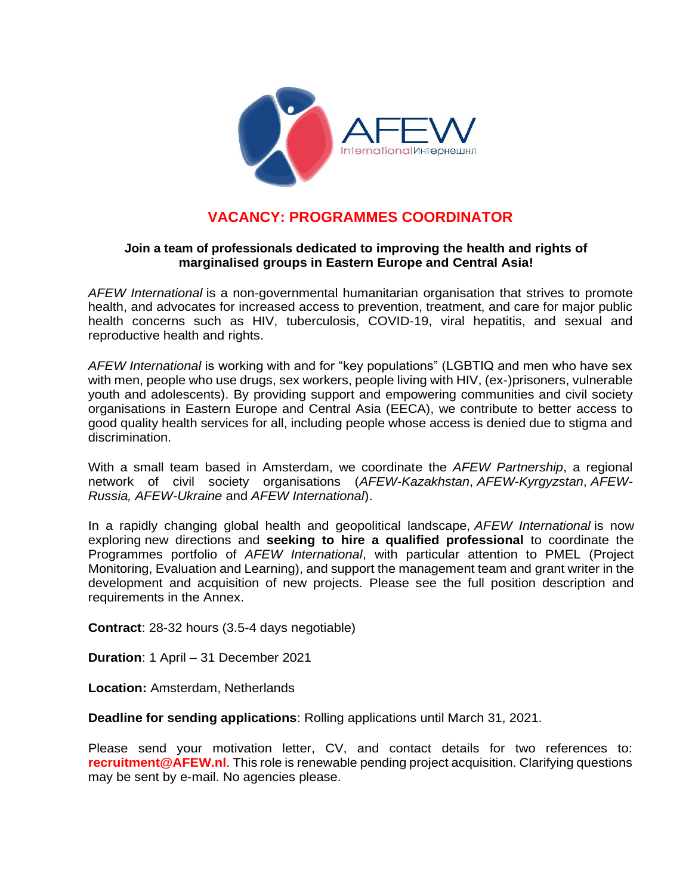# VACANCY: PROGRAMMES COORDINATOR

**Join a team of professionals dedicated to improving the health and rights of marginalised groups in Eastern Europe and Central Asia!**

*AFEW International* is a non-governmental humanitarian organisation that strives to promote health, and advocates for increased access to prevention, treatment, and care for major public health concerns such as HIV, tuberculosis, COVID-19, viral hepatitis, and sexual and reproductive health and rights.

*AFEW International* is working with and for "key populations" (LGBTIQ and men who have sex with men, people who use drugs, sex workers, people living with HIV, (ex-)prisoners, vulnerable youth and adolescents). By providing support and empowering communities and civil society organisations in Eastern Europe and Central Asia (EECA), we contribute to better access to good quality health services for all, including people whose access is denied due to stigma and discrimination.

With a small team based in Amsterdam, we coordinate the *AFEW Partnership*, a regional network of civil society organisations (*AFEW-Kazakhstan*, *AFEW-Kyrgyzstan*, *AFEW-Russia, AFEW-Ukraine* and *AFEW International*).

In a rapidly changing global health and geopolitical landscape, *AFEW International* is now exploring new directions and **seeking to hire a qualified professional** to coordinate the Programmes portfolio of *AFEW International*, with particular attention to PMEL (Project Monitoring, Evaluation and Learning), and support the management team and grant writer in the development and acquisition of new projects. Please see the full position description and requirements in the Annex.

**Contract**: 28-32 hours (3.5-4 days negotiable)

**Duration**: 1 April – 31 December 2021

**Location:** Amsterdam, Netherlands

**Deadline for sending applications**: Rolling applications until March 31, 2021.

Please send your motivation letter, CV, and contact details for two references to: **recruitment@AFEW.nl**. This role is renewable pending project acquisition. Clarifying questions may be sent by e-mail. No agencies please.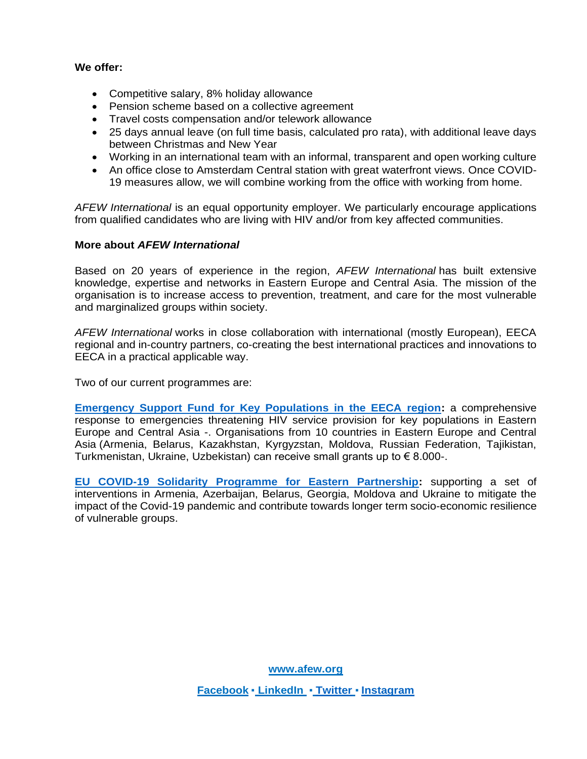**We offer:**

- Competitive salary, 8% holiday allowance
- Pension scheme based on a collective agreement
- Travel costs compensation and/or telework allowance
- 25 days annual leave (on full time basis, calculated pro rata), with additional leave days between Christmas and New Year
- Working in an international team with an informal, transparent and open working culture
- An office close to Amsterdam Central station with great waterfront views. Once COVID-19 measures allow, we will combine working from the office with working from home.

*AFEW International* is an equal opportunity employer. We particularly encourage applications from qualified candidates who are living with HIV and/or from key affected communities.

**More about *AFEW International***

Based on 20 years of experience in the region, *AFEW International* has built extensive knowledge, expertise and networks in Eastern Europe and Central Asia. The mission of the organisation is to increase access to prevention, treatment, and care for the most vulnerable and marginalized groups within society.

*AFEW International* works in close collaboration with international (mostly European), EECA regional and in-country partners, co-creating the best international practices and innovations to EECA in a practical applicable way.

Two of our current programmes are:

**Emergency Support Fund for Key Populations in the EECA region:** a comprehensive response to emergencies threatening HIV service provision for key populations in Eastern Europe and Central Asia -. Organisations from 10 countries in Eastern Europe and Central Asia (Armenia, Belarus, Kazakhstan, Kyrgyzstan, Moldova, Russian Federation, Tajikistan, Turkmenistan, Ukraine, Uzbekistan) can receive small grants up to € 8.000-.

**EU COVID-19 Solidarity Programme for Eastern Partnership:** supporting a set of interventions in Armenia, Azerbaijan, Belarus, Georgia, Moldova and Ukraine to mitigate the impact of the Covid-19 pandemic and contribute towards longer term socio-economic resilience of vulnerable groups.

**www.afew.org**

**Facebook ▪ LinkedIn ▪ Twitter ▪ Instagram**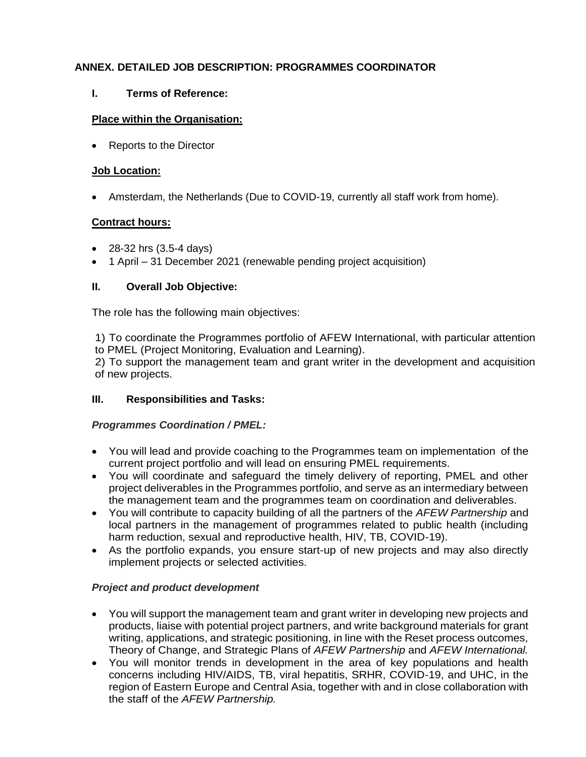## ANNEX. DETAILED JOB DESCRIPTION: PROGRAMMES COORDINATOR

### I. Terms of Reference:

**Place within the Organisation:**

- Reports to the Director

**Job Location:**

- Amsterdam, the Netherlands (Due to COVID-19, currently all staff work from home).

**Contract hours:**

- 28-32 hrs (3.5-4 days)
- 1 April – 31 December 2021 (renewable pending project acquisition)

### II. Overall Job Objective:

The role has the following main objectives:

1) To coordinate the Programmes portfolio of AFEW International, with particular attention to PMEL (Project Monitoring, Evaluation and Learning).
2) To support the management team and grant writer in the development and acquisition of new projects.

### III. Responsibilities and Tasks:

***Programmes Coordination / PMEL:***

- You will lead and provide coaching to the Programmes team on implementation of the current project portfolio and will lead on ensuring PMEL requirements.
- You will coordinate and safeguard the timely delivery of reporting, PMEL and other project deliverables in the Programmes portfolio, and serve as an intermediary between the management team and the programmes team on coordination and deliverables.
- You will contribute to capacity building of all the partners of the *AFEW Partnership* and local partners in the management of programmes related to public health (including harm reduction, sexual and reproductive health, HIV, TB, COVID-19).
- As the portfolio expands, you ensure start-up of new projects and may also directly implement projects or selected activities.

***Project and product development***

- You will support the management team and grant writer in developing new projects and products, liaise with potential project partners, and write background materials for grant writing, applications, and strategic positioning, in line with the Reset process outcomes, Theory of Change, and Strategic Plans of *AFEW Partnership* and *AFEW International.*
- You will monitor trends in development in the area of key populations and health concerns including HIV/AIDS, TB, viral hepatitis, SRHR, COVID-19, and UHC, in the region of Eastern Europe and Central Asia, together with and in close collaboration with the staff of the *AFEW Partnership.*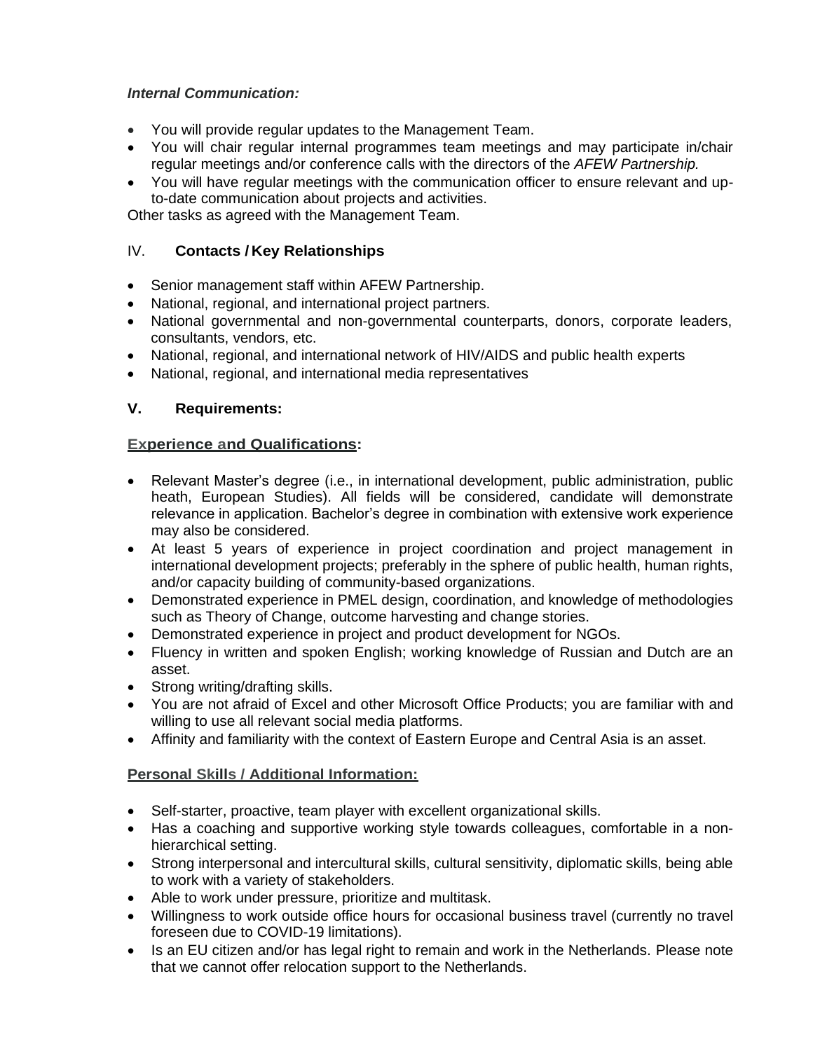***Internal Communication:***

- You will provide regular updates to the Management Team.
- You will chair regular internal programmes team meetings and may participate in/chair regular meetings and/or conference calls with the directors of the *AFEW Partnership.*
- You will have regular meetings with the communication officer to ensure relevant and up-to-date communication about projects and activities.

Other tasks as agreed with the Management Team.

## IV. **Contacts / Key Relationships**

- Senior management staff within AFEW Partnership.
- National, regional, and international project partners.
- National governmental and non-governmental counterparts, donors, corporate leaders, consultants, vendors, etc.
- National, regional, and international network of HIV/AIDS and public health experts
- National, regional, and international media representatives

## V. **Requirements:**

### **Experience and Qualifications:**

- Relevant Master's degree (i.e., in international development, public administration, public heath, European Studies). All fields will be considered, candidate will demonstrate relevance in application. Bachelor's degree in combination with extensive work experience may also be considered.
- At least 5 years of experience in project coordination and project management in international development projects; preferably in the sphere of public health, human rights, and/or capacity building of community-based organizations.
- Demonstrated experience in PMEL design, coordination, and knowledge of methodologies such as Theory of Change, outcome harvesting and change stories.
- Demonstrated experience in project and product development for NGOs.
- Fluency in written and spoken English; working knowledge of Russian and Dutch are an asset.
- Strong writing/drafting skills.
- You are not afraid of Excel and other Microsoft Office Products; you are familiar with and willing to use all relevant social media platforms.
- Affinity and familiarity with the context of Eastern Europe and Central Asia is an asset.

### **Personal Skills / Additional Information:**

- Self-starter, proactive, team player with excellent organizational skills.
- Has a coaching and supportive working style towards colleagues, comfortable in a non-hierarchical setting.
- Strong interpersonal and intercultural skills, cultural sensitivity, diplomatic skills, being able to work with a variety of stakeholders.
- Able to work under pressure, prioritize and multitask.
- Willingness to work outside office hours for occasional business travel (currently no travel foreseen due to COVID-19 limitations).
- Is an EU citizen and/or has legal right to remain and work in the Netherlands. Please note that we cannot offer relocation support to the Netherlands.